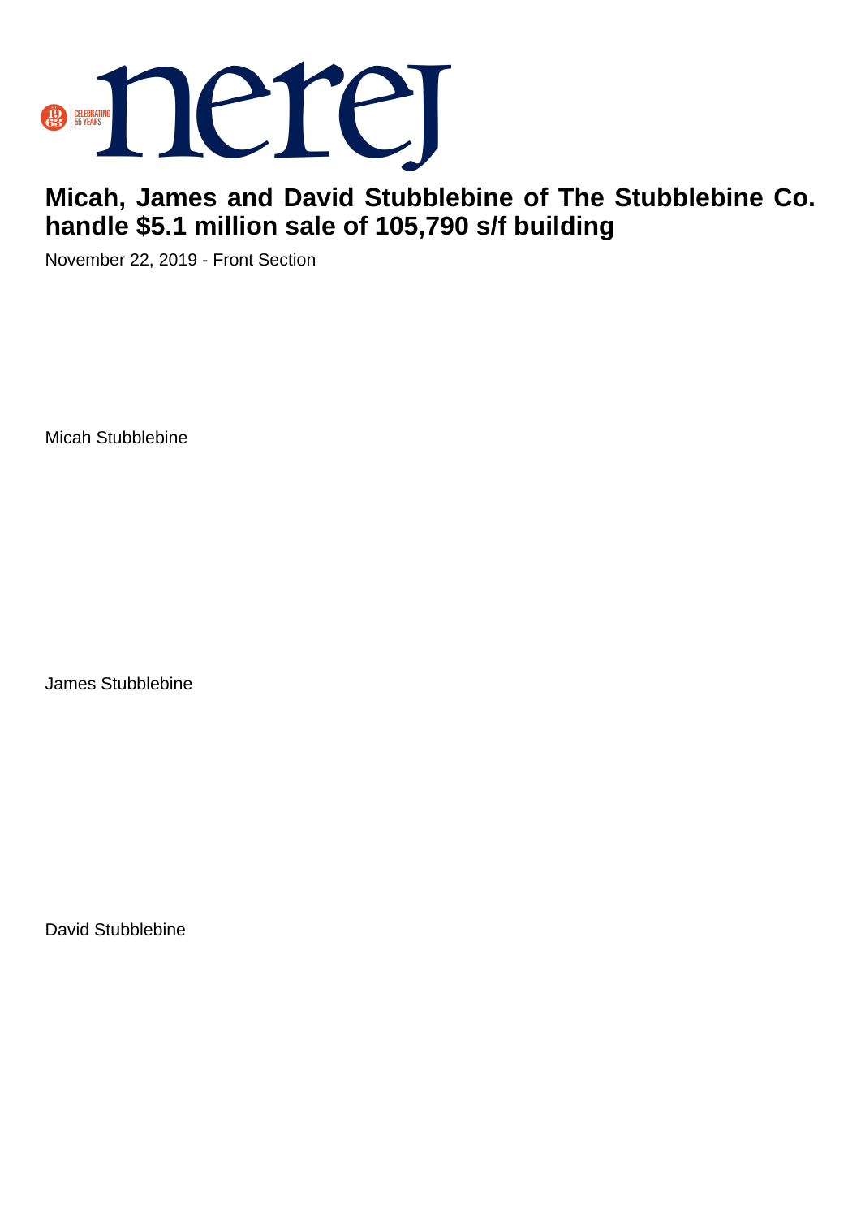# Micah, James and David Stubblebine of The Stubblebine Co. handle $5.1 million sale of 105,790 s/f building

November 22, 2019 - Front Section

Micah Stubblebine

James Stubblebine

David Stubblebine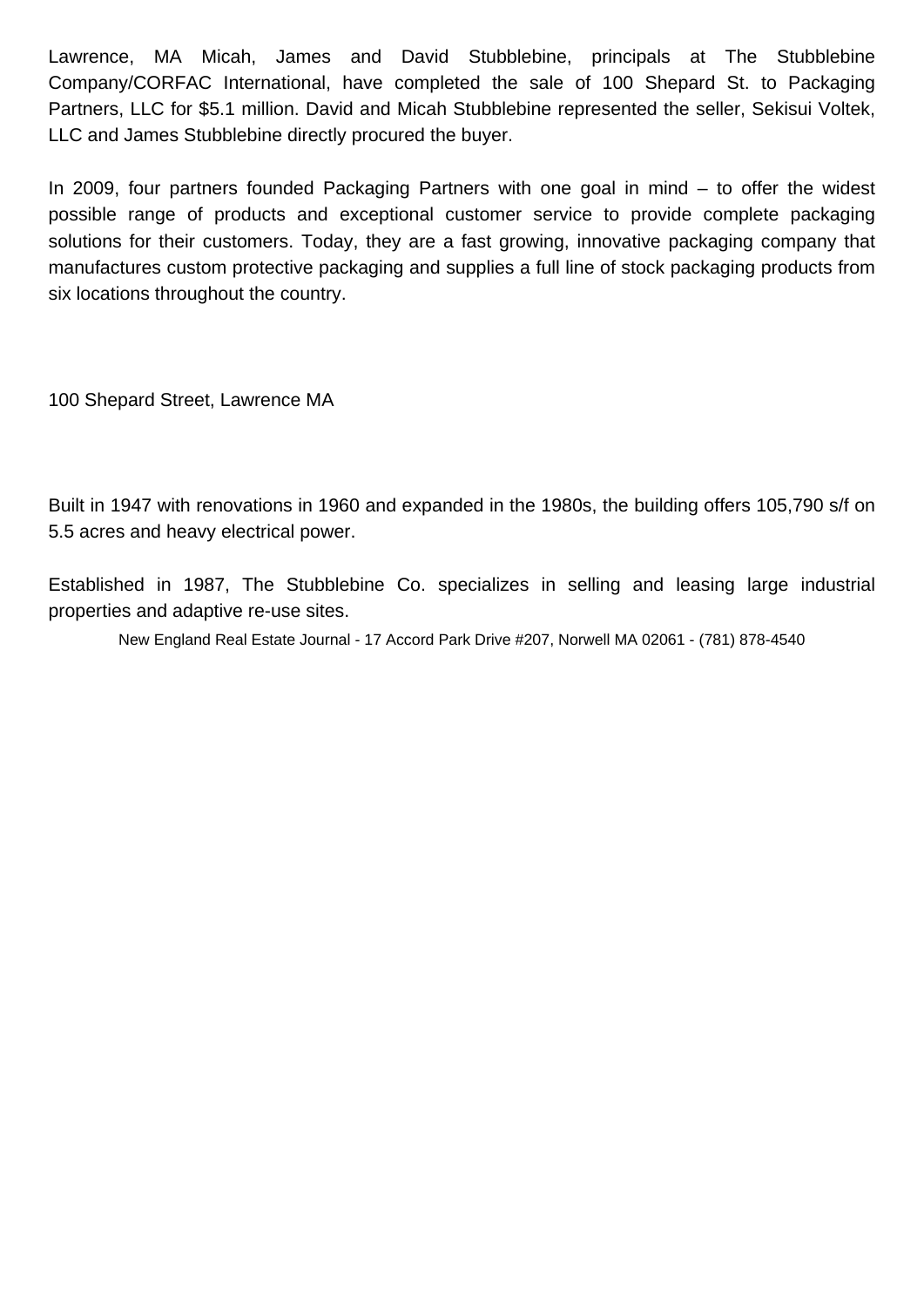Lawrence, MA Micah, James and David Stubblebine, principals at The Stubblebine Company/CORFAC International, have completed the sale of 100 Shepard St. to Packaging Partners, LLC for $5.1 million. David and Micah Stubblebine represented the seller, Sekisui Voltek, LLC and James Stubblebine directly procured the buyer.

In 2009, four partners founded Packaging Partners with one goal in mind – to offer the widest possible range of products and exceptional customer service to provide complete packaging solutions for their customers. Today, they are a fast growing, innovative packaging company that manufactures custom protective packaging and supplies a full line of stock packaging products from six locations throughout the country.

100 Shepard Street, Lawrence MA

Built in 1947 with renovations in 1960 and expanded in the 1980s, the building offers 105,790 s/f on 5.5 acres and heavy electrical power.

Established in 1987, The Stubblebine Co. specializes in selling and leasing large industrial properties and adaptive re-use sites.